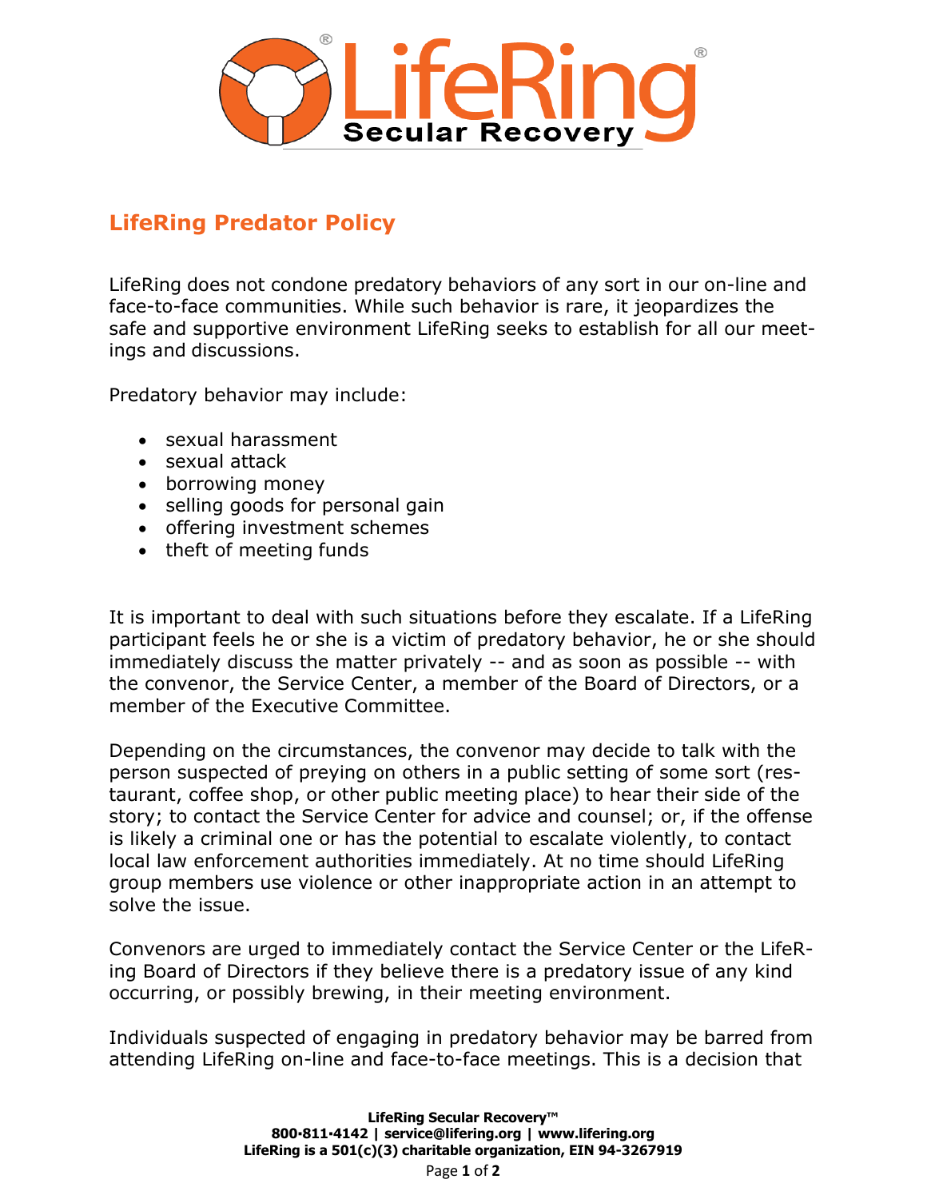## LifeRing Predator Policy

LifeRing does not condone predatory behaviors of any sort in our on-line and face-to-face communities. While such behavior is rare, it jeopardizes the safe and supportive environment LifeRing seeks to establish for all our meetings and discussions.

Predatory behavior may include:

- sexual harassment
- sexual attack
- borrowing money
- selling goods for personal gain
- offering investment schemes
- theft of meeting funds

It is important to deal with such situations before they escalate. If a LifeRing participant feels he or she is a victim of predatory behavior, he or she should immediately discuss the matter privately -- and as soon as possible -- with the convenor, the Service Center, a member of the Board of Directors, or a member of the Executive Committee.

Depending on the circumstances, the convenor may decide to talk with the person suspected of preying on others in a public setting of some sort (restaurant, coffee shop, or other public meeting place) to hear their side of the story; to contact the Service Center for advice and counsel; or, if the offense is likely a criminal one or has the potential to escalate violently, to contact local law enforcement authorities immediately. At no time should LifeRing group members use violence or other inappropriate action in an attempt to solve the issue.

Convenors are urged to immediately contact the Service Center or the LifeRing Board of Directors if they believe there is a predatory issue of any kind occurring, or possibly brewing, in their meeting environment.

Individuals suspected of engaging in predatory behavior may be barred from attending LifeRing on-line and face-to-face meetings. This is a decision that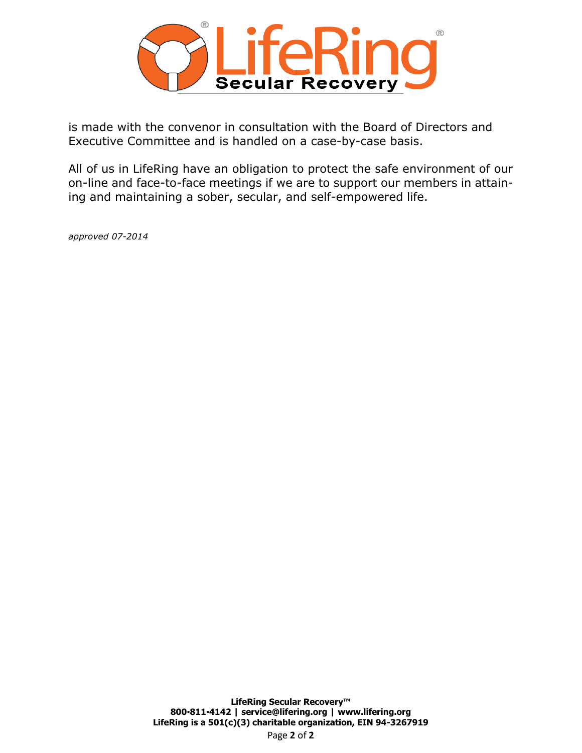is made with the convenor in consultation with the Board of Directors and Executive Committee and is handled on a case-by-case basis.

All of us in LifeRing have an obligation to protect the safe environment of our on-line and face-to-face meetings if we are to support our members in attaining and maintaining a sober, secular, and self-empowered life.

*approved 07-2014*